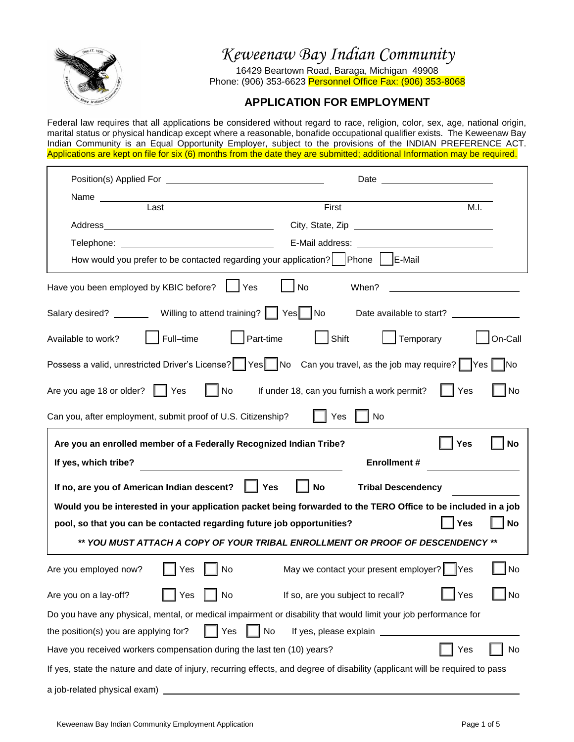# Keweenaw Bay Indian Community

16429 Beartown Road, Baraga, Michigan 49908
Phone: (906) 353-6623 Personnel Office Fax: (906) 353-8068

## APPLICATION FOR EMPLOYMENT

Federal law requires that all applications be considered without regard to race, religion, color, sex, age, national origin, marital status or physical handicap except where a reasonable, bonafide occupational qualifier exists. The Keweenaw Bay Indian Community is an Equal Opportunity Employer, subject to the provisions of the INDIAN PREFERENCE ACT. Applications are kept on file for six (6) months from the date they are submitted; additional Information may be required.

Position(s) Applied For ______________________________ Date ____________________

Name ______________________________________________________________________
Last First M.I.

Address ______________________________ City, State, Zip ______________________________

Telephone: ______________________________ E-Mail address: ______________________________

How would you prefer to be contacted regarding your application? ☐ Phone ☐ E-Mail

Have you been employed by KBIC before? ☐ Yes ☐ No When? ______________________

Salary desired? ________ Willing to attend training? ☐ Yes ☐ No Date available to start? ______________

Available to work? ☐ Full–time ☐ Part-time ☐ Shift ☐ Temporary ☐ On-Call

Possess a valid, unrestricted Driver's License? ☐ Yes ☐ No Can you travel, as the job may require? ☐ Yes ☐ No

Are you age 18 or older? ☐ Yes ☐ No If under 18, can you furnish a work permit? ☐ Yes ☐ No

Can you, after employment, submit proof of U.S. Citizenship? ☐ Yes ☐ No

**Are you an enrolled member of a Federally Recognized Indian Tribe?** ☐ **Yes** ☐ **No**

**If yes, which tribe?** ______________________________ **Enrollment #** ______________

**If no, are you of American Indian descent?** ☐ **Yes** ☐ **No** **Tribal Descendency** ______________

**Would you be interested in your application packet being forwarded to the TERO Office to be included in a job pool, so that you can be contacted regarding future job opportunities?** ☐ **Yes** ☐ **No**

***\*\* YOU MUST ATTACH A COPY OF YOUR TRIBAL ENROLLMENT OR PROOF OF DESCENDENCY \*\****

Are you employed now? ☐ Yes ☐ No May we contact your present employer? ☐ Yes ☐ No

Are you on a lay-off? ☐ Yes ☐ No If so, are you subject to recall? ☐ Yes ☐ No

Do you have any physical, mental, or medical impairment or disability that would limit your job performance for the position(s) you are applying for? ☐ Yes ☐ No If yes, please explain ______________________

Have you received workers compensation during the last ten (10) years? ☐ Yes ☐ No

If yes, state the nature and date of injury, recurring effects, and degree of disability (applicant will be required to pass a job-related physical exam) ______________________________________________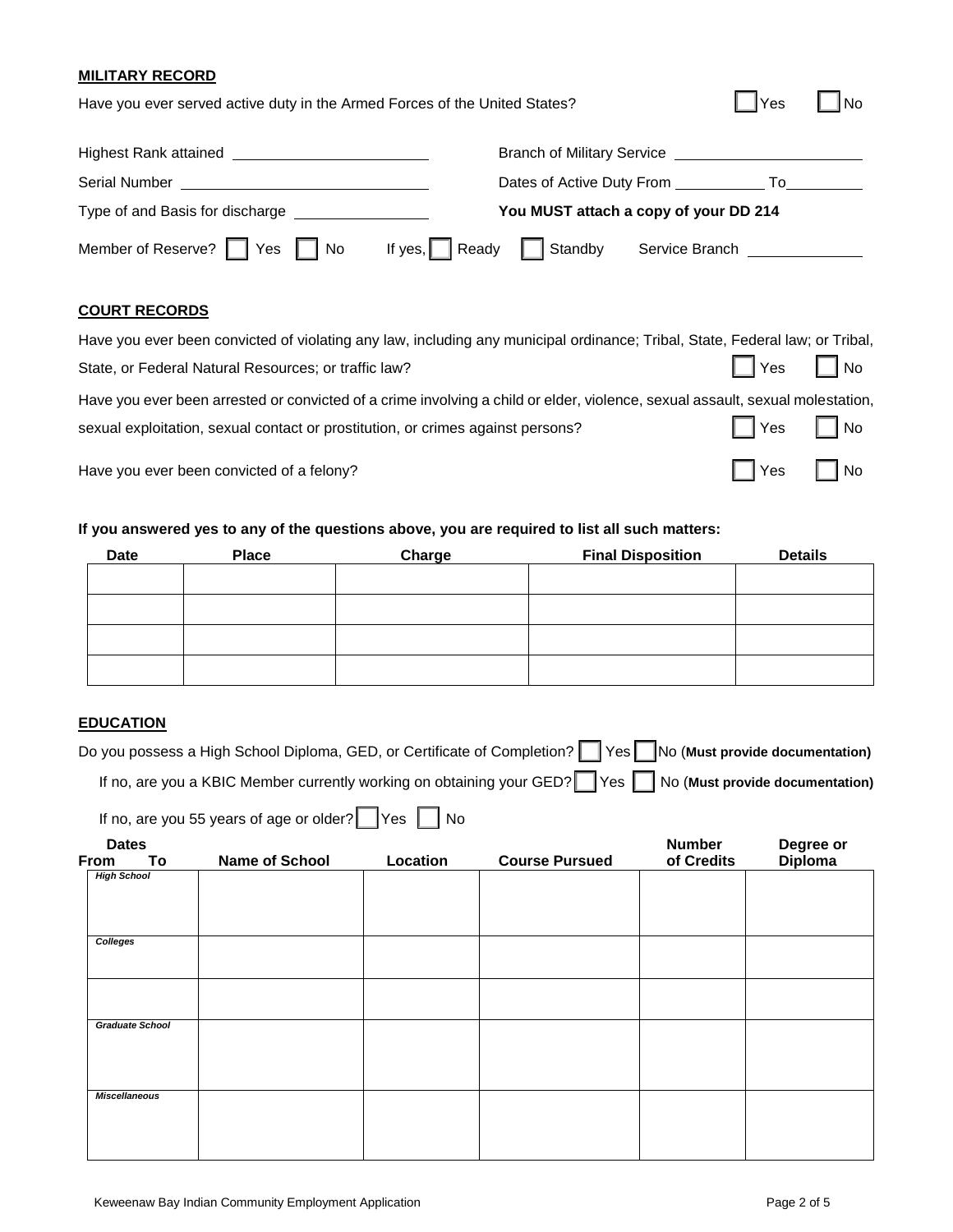**MILITARY RECORD**

Have you ever served active duty in the Armed Forces of the United States? ☐ Yes ☐ No

Highest Rank attained ______________________ Branch of Military Service ______________________

Serial Number ______________________ Dates of Active Duty From __________ To__________

Type of and Basis for discharge ______________ **You MUST attach a copy of your DD 214**

Member of Reserve? ☐ Yes ☐ No If yes, ☐ Ready ☐ Standby Service Branch ____________

**COURT RECORDS**

Have you ever been convicted of violating any law, including any municipal ordinance; Tribal, State, Federal law; or Tribal, State, or Federal Natural Resources; or traffic law? ☐ Yes ☐ No

Have you ever been arrested or convicted of a crime involving a child or elder, violence, sexual assault, sexual molestation, sexual exploitation, sexual contact or prostitution, or crimes against persons? ☐ Yes ☐ No

Have you ever been convicted of a felony? ☐ Yes ☐ No

**If you answered yes to any of the questions above, you are required to list all such matters:**

| Date | Place | Charge | Final Disposition | Details |
|---|---|---|---|---|
| | | | | |
| | | | | |
| | | | | |
| | | | | |

**EDUCATION**

Do you possess a High School Diploma, GED, or Certificate of Completion? ☐ Yes ☐ No (**Must provide documentation)**

If no, are you a KBIC Member currently working on obtaining your GED? ☐ Yes ☐ No (**Must provide documentation)**

If no, are you 55 years of age or older? ☐ Yes ☐ No

| Dates From To | Name of School | Location | Course Pursued | Number of Credits | Degree or Diploma |
|---|---|---|---|---|---|
| *High School* | | | | | |
| *Colleges* | | | | | |
| | | | | | |
| *Graduate School* | | | | | |
| *Miscellaneous* | | | | | |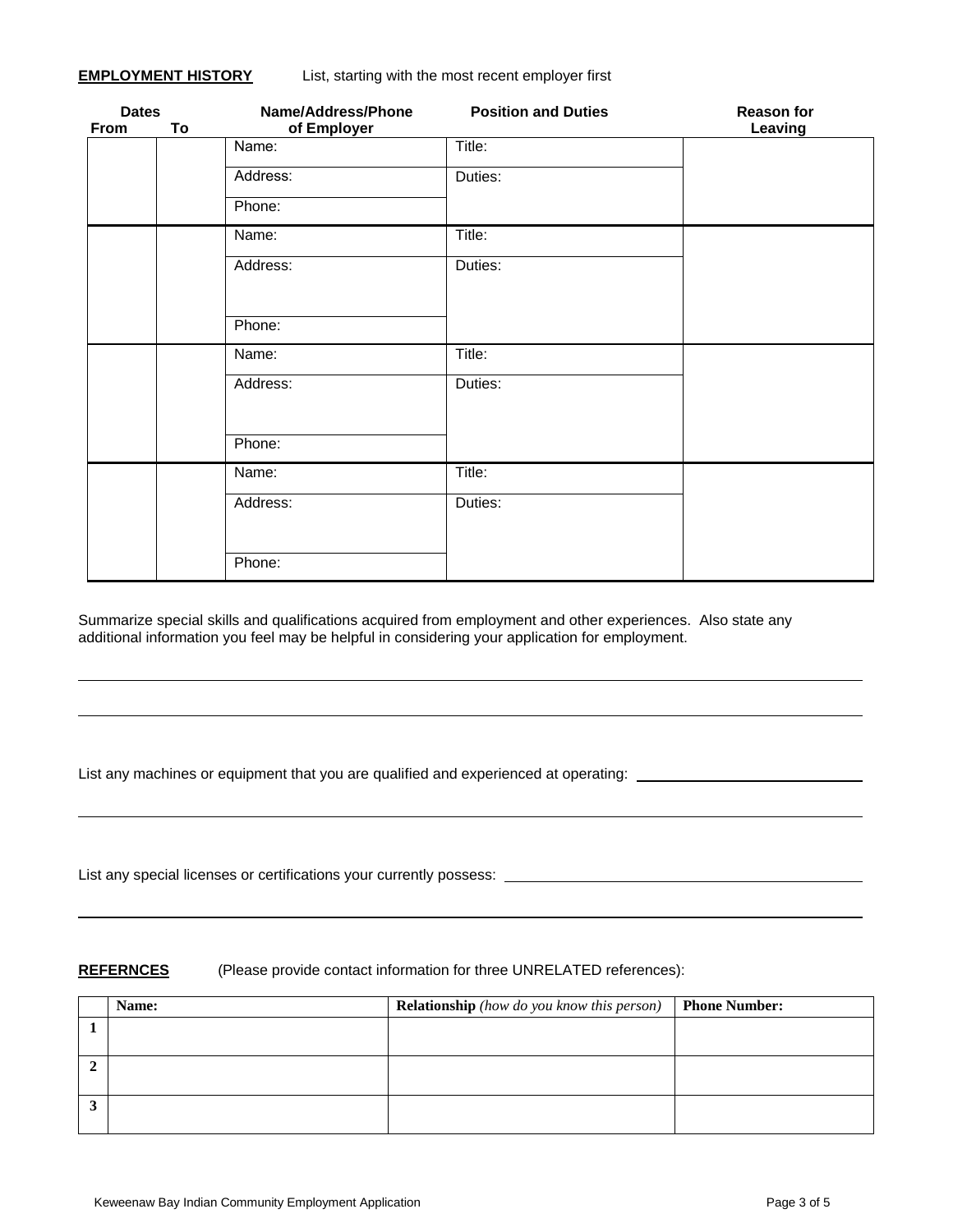**EMPLOYMENT HISTORY** List, starting with the most recent employer first

| Dates From | Dates To | Name/Address/Phone of Employer | Position and Duties | Reason for Leaving |
|---|---|---|---|---|
| | | Name:<br>Address:<br>Phone: | Title:<br>Duties: | |
| | | Name:<br>Address:<br>Phone: | Title:<br>Duties: | |
| | | Name:<br>Address:<br>Phone: | Title:<br>Duties: | |
| | | Name:<br>Address:<br>Phone: | Title:<br>Duties: | |

Summarize special skills and qualifications acquired from employment and other experiences. Also state any additional information you feel may be helpful in considering your application for employment.

______________________________________________________________________________

______________________________________________________________________________

List any machines or equipment that you are qualified and experienced at operating: ____________________

______________________________________________________________________________

List any special licenses or certifications your currently possess: ______________________________

______________________________________________________________________________

**REFERNCES** (Please provide contact information for three UNRELATED references):

| | Name: | **Relationship** *(how do you know this person)* | Phone Number: |
|---|---|---|---|
| **1** | | | |
| **2** | | | |
| **3** | | | |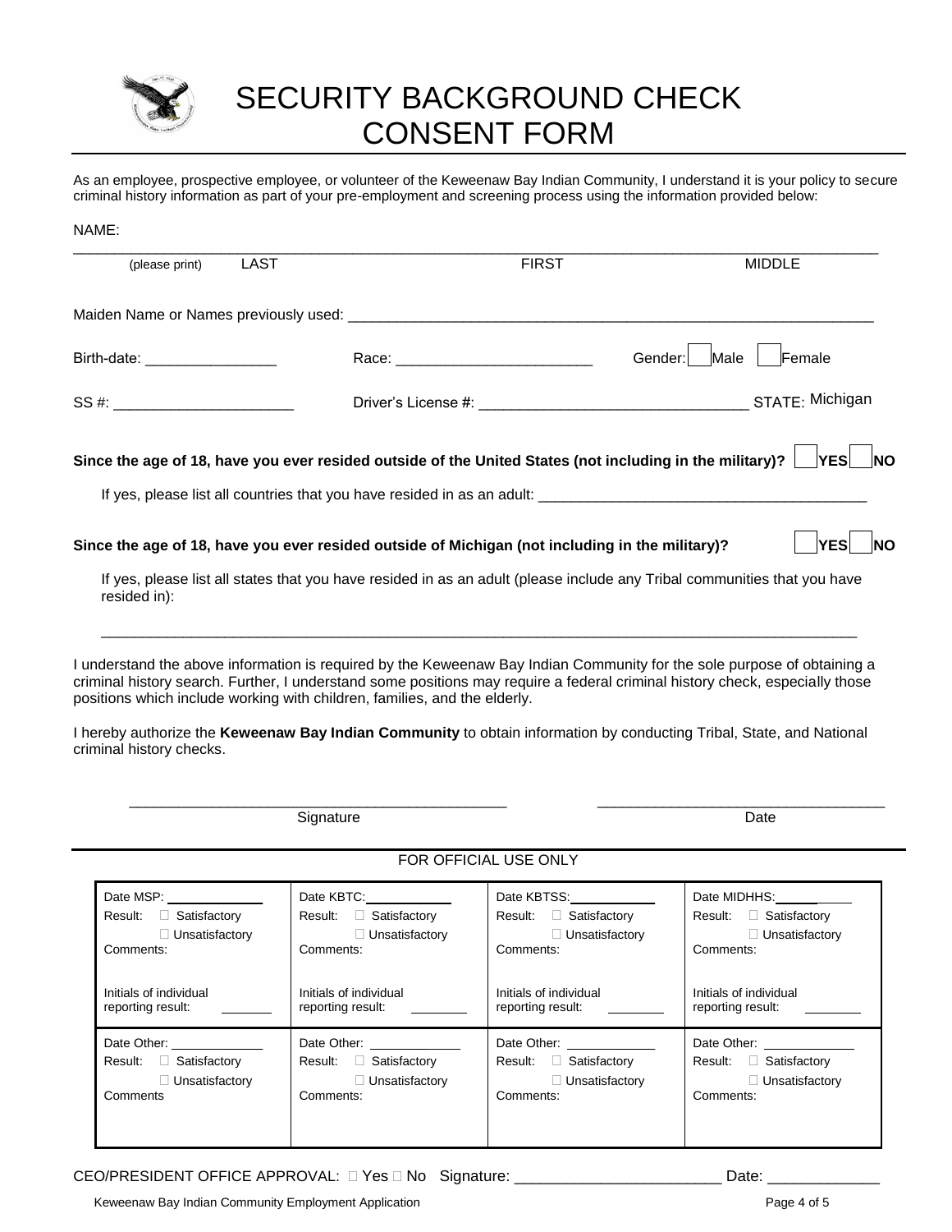# SECURITY BACKGROUND CHECK CONSENT FORM

As an employee, prospective employee, or volunteer of the Keweenaw Bay Indian Community, I understand it is your policy to secure criminal history information as part of your pre-employment and screening process using the information provided below:

NAME:

\_\_\_\_\_\_\_\_\_\_\_\_\_\_\_\_\_\_\_\_\_\_\_\_\_\_\_\_\_\_\_\_\_\_\_\_\_\_\_\_\_\_\_\_\_\_\_\_\_\_\_\_\_\_\_\_\_\_\_\_\_\_\_\_\_\_\_\_\_\_\_\_\_\_\_\_\_\_\_\_

(please print) LAST FIRST MIDDLE

Maiden Name or Names previously used: \_\_\_\_\_\_\_\_\_\_\_\_\_\_\_\_\_\_\_\_\_\_\_\_\_\_\_\_\_\_\_\_\_\_\_\_\_\_\_\_\_\_\_\_\_\_\_\_\_\_\_\_

Birth-date: \_\_\_\_\_\_\_\_\_\_\_\_\_\_\_\_ Race: \_\_\_\_\_\_\_\_\_\_\_\_\_\_\_\_\_\_\_\_\_\_\_\_ Gender: ☐ Male ☐ Female

SS #: \_\_\_\_\_\_\_\_\_\_\_\_\_\_\_\_\_\_\_\_\_\_ Driver's License #: \_\_\_\_\_\_\_\_\_\_\_\_\_\_\_\_\_\_\_\_\_\_\_\_\_\_\_\_\_\_\_\_ STATE: Michigan

**Since the age of 18, have you ever resided outside of the United States (not including in the military)?** ☐ **YES** ☐ **NO**

If yes, please list all countries that you have resided in as an adult: \_\_\_\_\_\_\_\_\_\_\_\_\_\_\_\_\_\_\_\_\_\_\_\_\_\_\_\_\_\_\_\_\_\_\_\_\_\_\_\_

**Since the age of 18, have you ever resided outside of Michigan (not including in the military)?** ☐ **YES** ☐ **NO**

If yes, please list all states that you have resided in as an adult (please include any Tribal communities that you have resided in):

\_\_\_\_\_\_\_\_\_\_\_\_\_\_\_\_\_\_\_\_\_\_\_\_\_\_\_\_\_\_\_\_\_\_\_\_\_\_\_\_\_\_\_\_\_\_\_\_\_\_\_\_\_\_\_\_\_\_\_\_\_\_\_\_\_\_\_\_\_\_\_\_\_\_\_\_\_\_\_\_

I understand the above information is required by the Keweenaw Bay Indian Community for the sole purpose of obtaining a criminal history search. Further, I understand some positions may require a federal criminal history check, especially those positions which include working with children, families, and the elderly.

I hereby authorize the **Keweenaw Bay Indian Community** to obtain information by conducting Tribal, State, and National criminal history checks.

\_\_\_\_\_\_\_\_\_\_\_\_\_\_\_\_\_\_\_\_\_\_\_\_\_\_\_\_\_\_\_\_\_\_\_\_\_\_\_\_\_\_\_\_ \_\_\_\_\_\_\_\_\_\_\_\_\_\_\_\_\_\_\_\_\_\_\_\_\_\_\_\_\_\_\_\_\_\_

Signature Date

FOR OFFICIAL USE ONLY

| | | | |
|---|---|---|---|
| Date MSP: \_\_\_\_\_\_\_\_ Result: ☐ Satisfactory ☐ Unsatisfactory Comments: Initials of individual reporting result: \_\_\_\_\_\_ | Date KBTC: \_\_\_\_\_\_\_\_ Result: ☐ Satisfactory ☐ Unsatisfactory Comments: Initials of individual reporting result: \_\_\_\_\_\_ | Date KBTSS: \_\_\_\_\_\_\_\_ Result: ☐ Satisfactory ☐ Unsatisfactory Comments: Initials of individual reporting result: \_\_\_\_\_\_ | Date MIDHHS: \_\_\_\_\_\_\_\_ Result: ☐ Satisfactory ☐ Unsatisfactory Comments: Initials of individual reporting result: \_\_\_\_\_\_ |
| Date Other: \_\_\_\_\_\_\_\_ Result: ☐ Satisfactory ☐ Unsatisfactory Comments | Date Other: \_\_\_\_\_\_\_\_ Result: ☐ Satisfactory ☐ Unsatisfactory Comments: | Date Other: \_\_\_\_\_\_\_\_ Result: ☐ Satisfactory ☐ Unsatisfactory Comments: | Date Other: \_\_\_\_\_\_\_\_ Result: ☐ Satisfactory ☐ Unsatisfactory Comments: |

CEO/PRESIDENT OFFICE APPROVAL: ☐ Yes ☐ No Signature: \_\_\_\_\_\_\_\_\_\_\_\_\_\_\_\_\_\_\_\_\_\_\_\_ Date: \_\_\_\_\_\_\_\_\_\_\_\_\_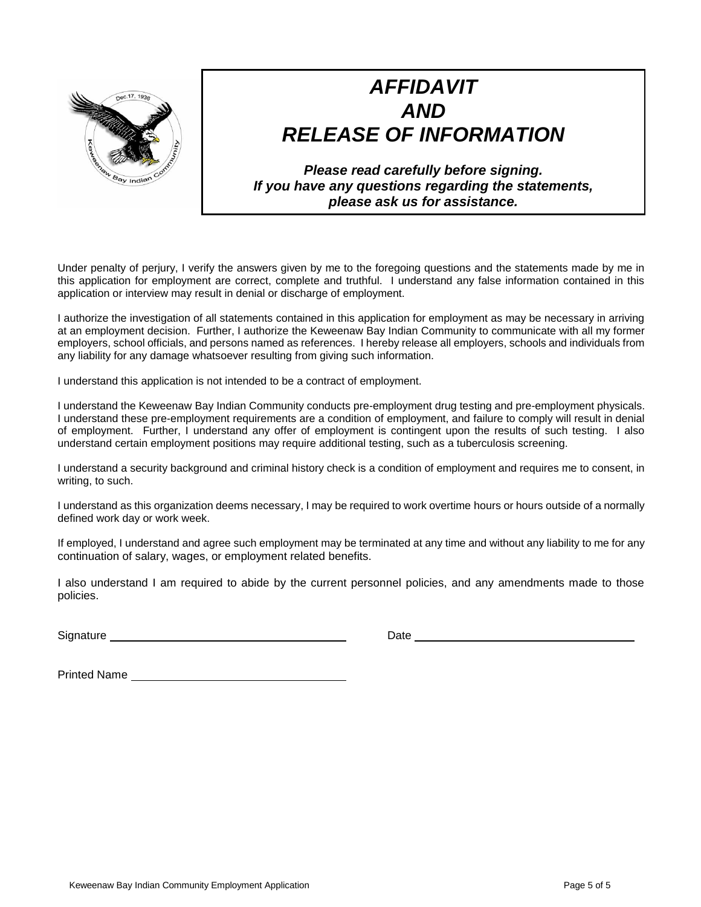# *AFFIDAVIT AND RELEASE OF INFORMATION*

***Please read carefully before signing. If you have any questions regarding the statements, please ask us for assistance.***

Under penalty of perjury, I verify the answers given by me to the foregoing questions and the statements made by me in this application for employment are correct, complete and truthful. I understand any false information contained in this application or interview may result in denial or discharge of employment.

I authorize the investigation of all statements contained in this application for employment as may be necessary in arriving at an employment decision. Further, I authorize the Keweenaw Bay Indian Community to communicate with all my former employers, school officials, and persons named as references. I hereby release all employers, schools and individuals from any liability for any damage whatsoever resulting from giving such information.

I understand this application is not intended to be a contract of employment.

I understand the Keweenaw Bay Indian Community conducts pre-employment drug testing and pre-employment physicals. I understand these pre-employment requirements are a condition of employment, and failure to comply will result in denial of employment. Further, I understand any offer of employment is contingent upon the results of such testing. I also understand certain employment positions may require additional testing, such as a tuberculosis screening.

I understand a security background and criminal history check is a condition of employment and requires me to consent, in writing, to such.

I understand as this organization deems necessary, I may be required to work overtime hours or hours outside of a normally defined work day or work week.

If employed, I understand and agree such employment may be terminated at any time and without any liability to me for any continuation of salary, wages, or employment related benefits.

I also understand I am required to abide by the current personnel policies, and any amendments made to those policies.

Signature ____________________________________ Date ____________________________________

Printed Name ________________________________